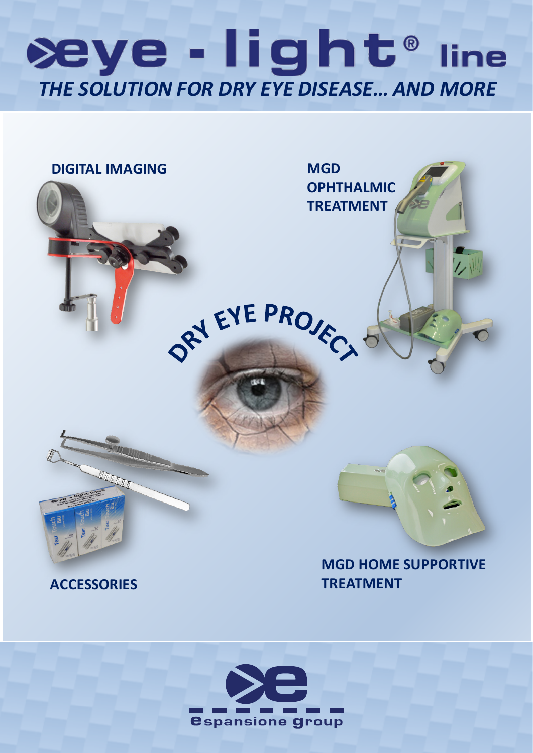# eye - light® line

## *THE SOLUTION FOR DRY EYE DISEASE… AND MORE*

**DIGITAL IMAGING**

**MGD OPHTHALMIC TREATMENT**

**DRY EYE PROJECT**

**ACCESSORIES**

**MGD HOME SUPPORTIVE TREATMENT**

espansione group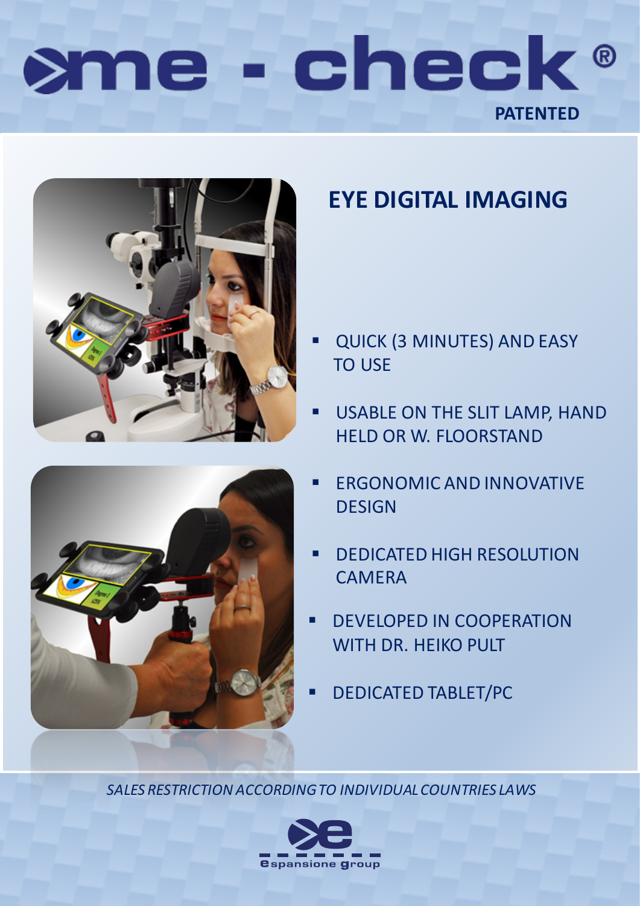# me - check®

**PATENTED**

## EYE DIGITAL IMAGING

- QUICK (3 MINUTES) AND EASY TO USE
- USABLE ON THE SLIT LAMP, HAND HELD OR W. FLOORSTAND
- ERGONOMIC AND INNOVATIVE DESIGN
- DEDICATED HIGH RESOLUTION CAMERA
- DEVELOPED IN COOPERATION WITH DR. HEIKO PULT
- DEDICATED TABLET/PC

*SALES RESTRICTION ACCORDING TO INDIVIDUAL COUNTRIES LAWS*

espansione group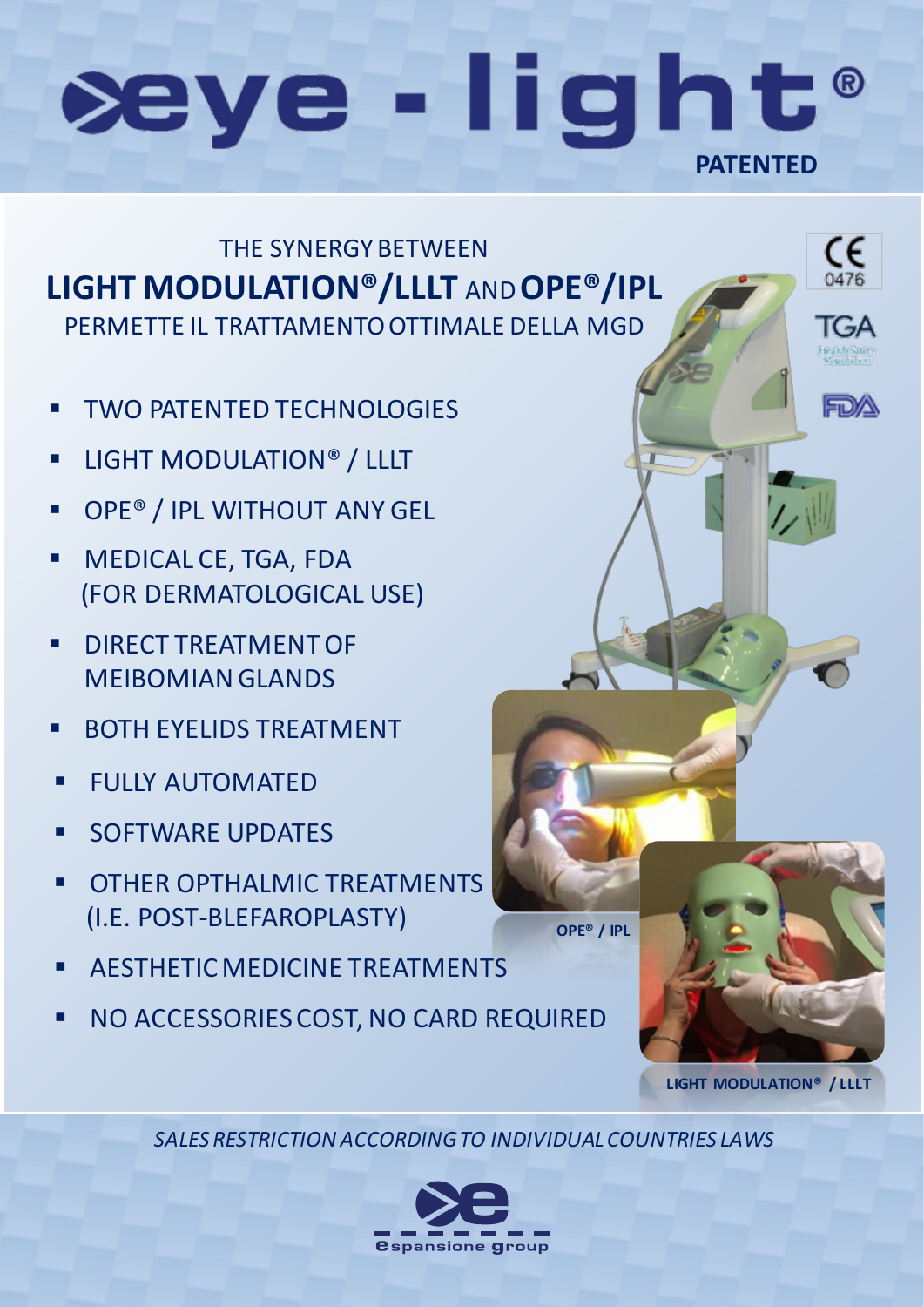# eye - light®

**PATENTED**

THE SYNERGY BETWEEN

**LIGHT MODULATION®/LLLT** AND **OPE®/IPL**

PERMETTE IL TRATTAMENTO OTTIMALE DELLA MGD

- TWO PATENTED TECHNOLOGIES
- LIGHT MODULATION® / LLLT
- OPE® / IPL WITHOUT ANY GEL
- MEDICAL CE, TGA, FDA (FOR DERMATOLOGICAL USE)
- DIRECT TREATMENT OF MEIBOMIAN GLANDS
- BOTH EYELIDS TREATMENT
- FULLY AUTOMATED
- SOFTWARE UPDATES
- OTHER OPTHALMIC TREATMENTS (I.E. POST-BLEFAROPLASTY)
- AESTHETIC MEDICINE TREATMENTS
- NO ACCESSORIES COST, NO CARD REQUIRED

CE 0476

TGA

FDA

**OPE® / IPL**

**LIGHT MODULATION® / LLLT**

*SALES RESTRICTION ACCORDING TO INDIVIDUAL COUNTRIES LAWS*

espansione group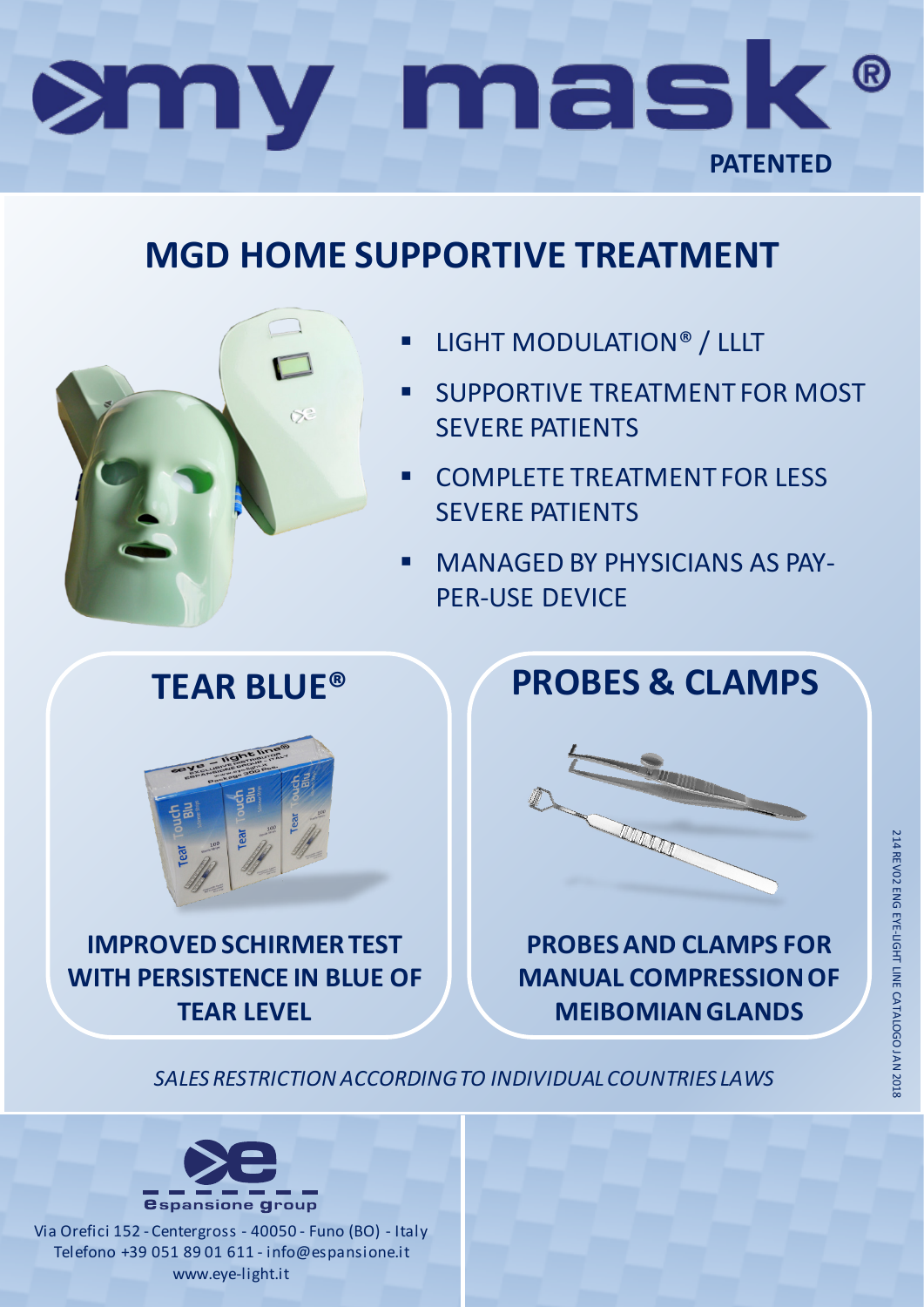# my mask®

**PATENTED**

## MGD HOME SUPPORTIVE TREATMENT

- LIGHT MODULATION® / LLLT
- SUPPORTIVE TREATMENT FOR MOST SEVERE PATIENTS
- COMPLETE TREATMENT FOR LESS SEVERE PATIENTS
- MANAGED BY PHYSICIANS AS PAY-PER-USE DEVICE

## TEAR BLUE®

**IMPROVED SCHIRMER TEST WITH PERSISTENCE IN BLUE OF TEAR LEVEL**

## PROBES & CLAMPS

**PROBES AND CLAMPS FOR MANUAL COMPRESSION OF MEIBOMIAN GLANDS**

*SALES RESTRICTION ACCORDING TO INDIVIDUAL COUNTRIES LAWS*

214 REV02 ENG EYE-LIGHT LINE CATALOGO JAN 2018

espansione group

Via Orefici 152 - Centergross - 40050 - Funo (BO) - Italy
Telefono +39 051 89 01 611 - info@espansione.it
www.eye-light.it